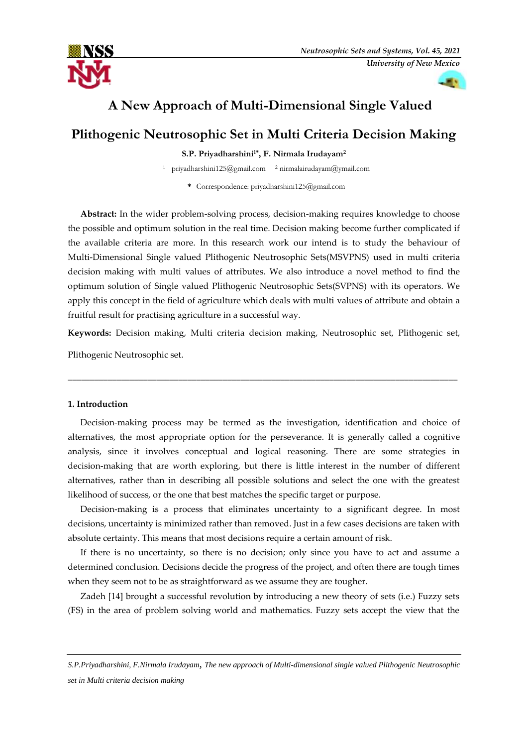# A New Approach of Multi-Dimensional Single Valued Plithogenic Neutrosophic Set in Multi Criteria Decision Making

**S.P. Priyadharshini[1*], F. Nirmala Irudayam[2]**

[1] priyadharshini125@gmail.com [2] nirmalairudayam@ymail.com

**\*** Correspondence: priyadharshini125@gmail.com

**Abstract:** In the wider problem-solving process, decision-making requires knowledge to choose the possible and optimum solution in the real time. Decision making become further complicated if the available criteria are more. In this research work our intend is to study the behaviour of Multi-Dimensional Single valued Plithogenic Neutrosophic Sets(MSVPNS) used in multi criteria decision making with multi values of attributes. We also introduce a novel method to find the optimum solution of Single valued Plithogenic Neutrosophic Sets(SVPNS) with its operators. We apply this concept in the field of agriculture which deals with multi values of attribute and obtain a fruitful result for practising agriculture in a successful way.

**Keywords:** Decision making, Multi criteria decision making, Neutrosophic set, Plithogenic set, Plithogenic Neutrosophic set.

---

## 1. Introduction

Decision-making process may be termed as the investigation, identification and choice of alternatives, the most appropriate option for the perseverance. It is generally called a cognitive analysis, since it involves conceptual and logical reasoning. There are some strategies in decision-making that are worth exploring, but there is little interest in the number of different alternatives, rather than in describing all possible solutions and select the one with the greatest likelihood of success, or the one that best matches the specific target or purpose.

Decision-making is a process that eliminates uncertainty to a significant degree. In most decisions, uncertainty is minimized rather than removed. Just in a few cases decisions are taken with absolute certainty. This means that most decisions require a certain amount of risk.

If there is no uncertainty, so there is no decision; only since you have to act and assume a determined conclusion. Decisions decide the progress of the project, and often there are tough times when they seem not to be as straightforward as we assume they are tougher.

Zadeh [14] brought a successful revolution by introducing a new theory of sets (i.e.) Fuzzy sets (FS) in the area of problem solving world and mathematics. Fuzzy sets accept the view that the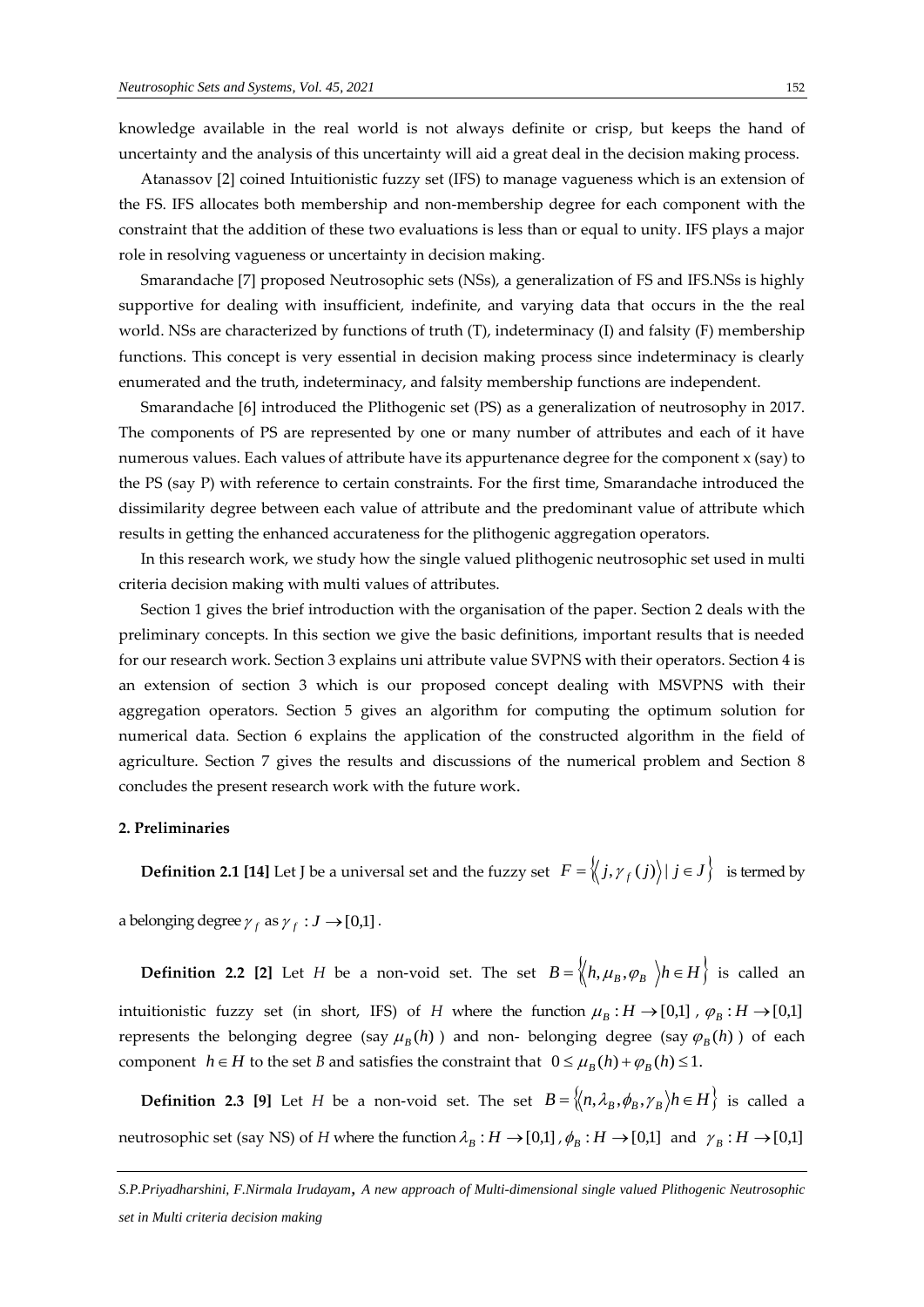knowledge available in the real world is not always definite or crisp, but keeps the hand of uncertainty and the analysis of this uncertainty will aid a great deal in the decision making process.

Atanassov [2] coined Intuitionistic fuzzy set (IFS) to manage vagueness which is an extension of the FS. IFS allocates both membership and non-membership degree for each component with the constraint that the addition of these two evaluations is less than or equal to unity. IFS plays a major role in resolving vagueness or uncertainty in decision making.

Smarandache [7] proposed Neutrosophic sets (NSs), a generalization of FS and IFS.NSs is highly supportive for dealing with insufficient, indefinite, and varying data that occurs in the the real world. NSs are characterized by functions of truth (T), indeterminacy (I) and falsity (F) membership functions. This concept is very essential in decision making process since indeterminacy is clearly enumerated and the truth, indeterminacy, and falsity membership functions are independent.

Smarandache [6] introduced the Plithogenic set (PS) as a generalization of neutrosophy in 2017. The components of PS are represented by one or many number of attributes and each of it have numerous values. Each values of attribute have its appurtenance degree for the component x (say) to the PS (say P) with reference to certain constraints. For the first time, Smarandache introduced the dissimilarity degree between each value of attribute and the predominant value of attribute which results in getting the enhanced accurateness for the plithogenic aggregation operators.

In this research work, we study how the single valued plithogenic neutrosophic set used in multi criteria decision making with multi values of attributes.

Section 1 gives the brief introduction with the organisation of the paper. Section 2 deals with the preliminary concepts. In this section we give the basic definitions, important results that is needed for our research work. Section 3 explains uni attribute value SVPNS with their operators. Section 4 is an extension of section 3 which is our proposed concept dealing with MSVPNS with their aggregation operators. Section 5 gives an algorithm for computing the optimum solution for numerical data. Section 6 explains the application of the constructed algorithm in the field of agriculture. Section 7 gives the results and discussions of the numerical problem and Section 8 concludes the present research work with the future work.

## 2. Preliminaries

**Definition 2.1 [14]** Let J be a universal set and the fuzzy set $F = \{\langle j, \gamma_f(j)\rangle \mid j \in J\}$ is termed by a belonging degree $\gamma_f$ as $\gamma_f : J \to [0,1]$.

**Definition 2.2 [2]** Let $H$ be a non-void set. The set $B = \{\langle h, \mu_B, \varphi_B \rangle h \in H\}$ is called an intuitionistic fuzzy set (in short, IFS) of $H$ where the function $\mu_B : H \to [0,1]$, $\varphi_B : H \to [0,1]$ represents the belonging degree (say $\mu_B(h)$) and non- belonging degree (say $\varphi_B(h)$) of each component $h \in H$ to the set $B$ and satisfies the constraint that $0 \le \mu_B(h) + \varphi_B(h) \le 1$.

**Definition 2.3 [9]** Let $H$ be a non-void set. The set $B = \{\langle n, \lambda_B, \phi_B, \gamma_B \rangle h \in H\}$ is called a neutrosophic set (say NS) of $H$ where the function $\lambda_B : H \to [0,1]$, $\phi_B : H \to [0,1]$ and $\gamma_B : H \to [0,1]$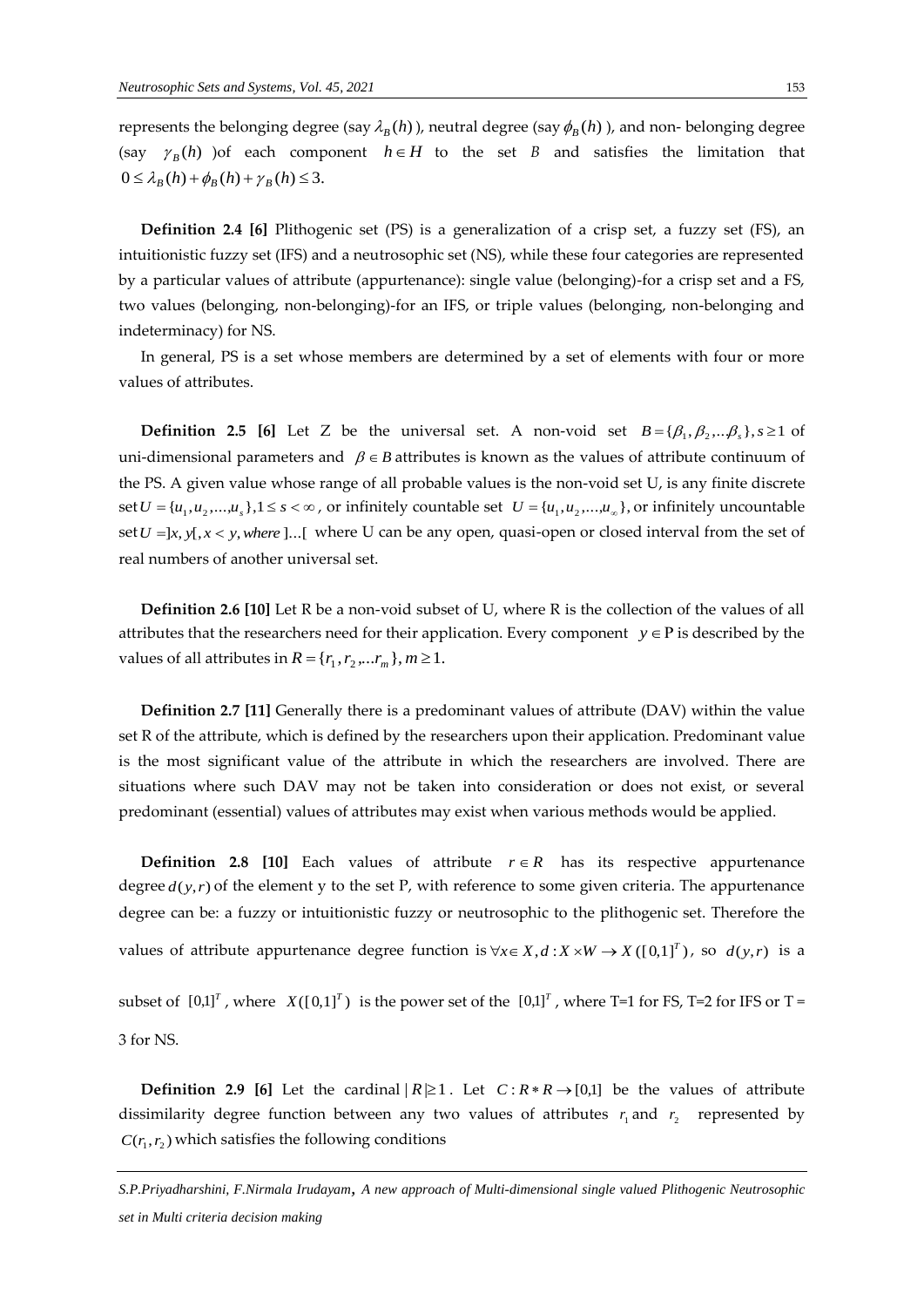represents the belonging degree (say $\lambda_B(h)$), neutral degree (say $\phi_B(h)$), and non- belonging degree (say $\gamma_B(h)$ )of each component $h \in H$ to the set $B$ and satisfies the limitation that $0 \le \lambda_B(h) + \phi_B(h) + \gamma_B(h) \le 3$.

**Definition 2.4 [6]** Plithogenic set (PS) is a generalization of a crisp set, a fuzzy set (FS), an intuitionistic fuzzy set (IFS) and a neutrosophic set (NS), while these four categories are represented by a particular values of attribute (appurtenance): single value (belonging)-for a crisp set and a FS, two values (belonging, non-belonging)-for an IFS, or triple values (belonging, non-belonging and indeterminacy) for NS.

In general, PS is a set whose members are determined by a set of elements with four or more values of attributes.

**Definition 2.5 [6]** Let Z be the universal set. A non-void set $B = \{\beta_1, \beta_2, \ldots \beta_s\}, s \ge 1$ of uni-dimensional parameters and $\beta \in B$ attributes is known as the values of attribute continuum of the PS. A given value whose range of all probable values is the non-void set U, is any finite discrete set $U = \{u_1, u_2, \ldots, u_s\}, 1 \le s < \infty$, or infinitely countable set $U = \{u_1, u_2, \ldots, u_\infty\}$, or infinitely uncountable set $U = ]x, y[, x < y, where\ ]\ldots[$ where U can be any open, quasi-open or closed interval from the set of real numbers of another universal set.

**Definition 2.6 [10]** Let R be a non-void subset of U, where R is the collection of the values of all attributes that the researchers need for their application. Every component $y \in \mathrm{P}$ is described by the values of all attributes in $R = \{r_1, r_2, \ldots r_m\}, m \ge 1$.

**Definition 2.7 [11]** Generally there is a predominant values of attribute (DAV) within the value set R of the attribute, which is defined by the researchers upon their application. Predominant value is the most significant value of the attribute in which the researchers are involved. There are situations where such DAV may not be taken into consideration or does not exist, or several predominant (essential) values of attributes may exist when various methods would be applied.

**Definition 2.8 [10]** Each values of attribute $r \in R$ has its respective appurtenance degree $d(y, r)$ of the element y to the set P, with reference to some given criteria. The appurtenance degree can be: a fuzzy or intuitionistic fuzzy or neutrosophic to the plithogenic set. Therefore the values of attribute appurtenance degree function is $\forall x \in X, d : X \times W \to X([0,1]^T)$, so $d(y, r)$ is a subset of $[0,1]^T$, where $X([0,1]^T)$ is the power set of the $[0,1]^T$, where T=1 for FS, T=2 for IFS or T = 3 for NS.

**Definition 2.9 [6]** Let the cardinal $|R| \ge 1$. Let $C : R * R \to [0,1]$ be the values of attribute dissimilarity degree function between any two values of attributes $r_1$ and $r_2$ represented by $C(r_1, r_2)$ which satisfies the following conditions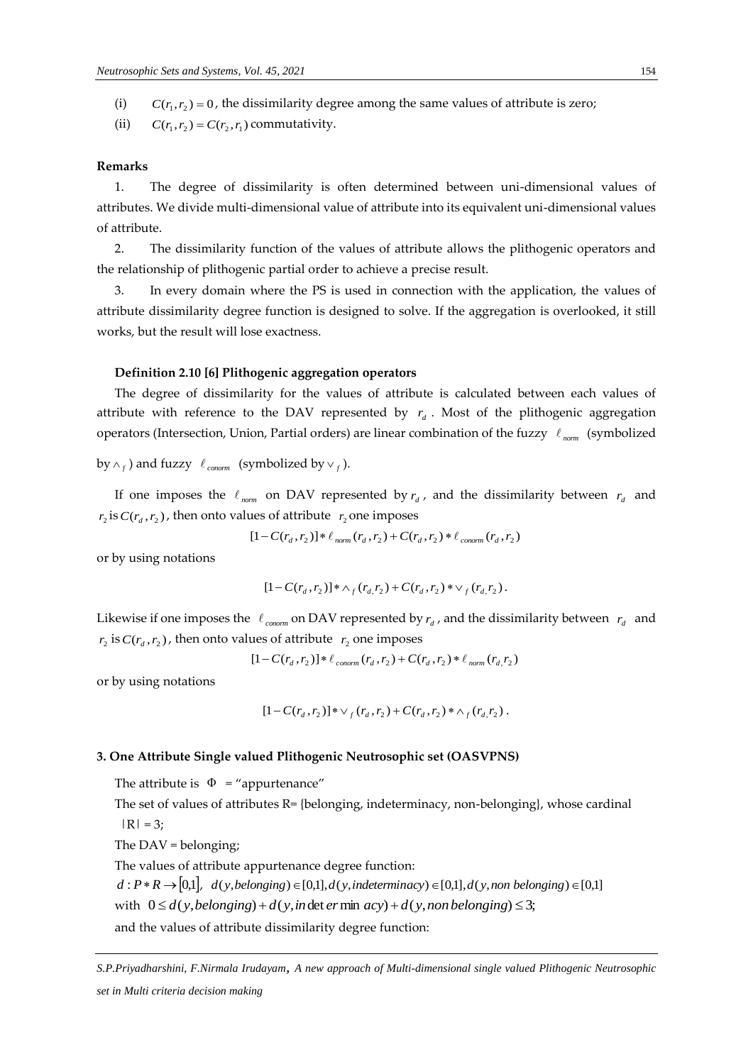(i) $C(r_1, r_2) = 0$, the dissimilarity degree among the same values of attribute is zero;

(ii) $C(r_1, r_2) = C(r_2, r_1)$ commutativity.

**Remarks**

1. The degree of dissimilarity is often determined between uni-dimensional values of attributes. We divide multi-dimensional value of attribute into its equivalent uni-dimensional values of attribute.

2. The dissimilarity function of the values of attribute allows the plithogenic operators and the relationship of plithogenic partial order to achieve a precise result.

3. In every domain where the PS is used in connection with the application, the values of attribute dissimilarity degree function is designed to solve. If the aggregation is overlooked, it still works, but the result will lose exactness.

**Definition 2.10 [6] Plithogenic aggregation operators**

The degree of dissimilarity for the values of attribute is calculated between each values of attribute with reference to the DAV represented by $r_d$. Most of the plithogenic aggregation operators (Intersection, Union, Partial orders) are linear combination of the fuzzy $\ell_{norm}$ (symbolized by $\wedge_f$) and fuzzy $\ell_{conorm}$ (symbolized by $\vee_f$).

If one imposes the $\ell_{norm}$ on DAV represented by $r_d$, and the dissimilarity between $r_d$ and $r_2$ is $C(r_d, r_2)$, then onto values of attribute $r_2$ one imposes

$$[1 - C(r_d, r_2)] * \ell_{norm}(r_d, r_2) + C(r_d, r_2) * \ell_{conorm}(r_d, r_2)$$

or by using notations

$$[1 - C(r_d, r_2)] * \wedge_f (r_d, r_2) + C(r_d, r_2) * \vee_f (r_d, r_2).$$

Likewise if one imposes the $\ell_{conorm}$ on DAV represented by $r_d$, and the dissimilarity between $r_d$ and $r_2$ is $C(r_d, r_2)$, then onto values of attribute $r_2$ one imposes

$$[1 - C(r_d, r_2)] * \ell_{conorm}(r_d, r_2) + C(r_d, r_2) * \ell_{norm}(r_d, r_2)$$

or by using notations

$$[1 - C(r_d, r_2)] * \vee_f (r_d, r_2) + C(r_d, r_2) * \wedge_f (r_d, r_2).$$

**3. One Attribute Single valued Plithogenic Neutrosophic set (OASVPNS)**

The attribute is $\Phi$ = "appurtenance"

The set of values of attributes R= {belonging, indeterminacy, non-belonging}, whose cardinal $|R| = 3$;

The DAV = belonging;

The values of attribute appurtenance degree function:

$d : P * R \to [0,1],\ d(y, belonging) \in [0,1], d(y, indeterminacy) \in [0,1], d(y, non\ belonging) \in [0,1]$

with $0 \le d(y, belonging) + d(y, indeterminacy) + d(y, non\ belonging) \le 3;$

and the values of attribute dissimilarity degree function: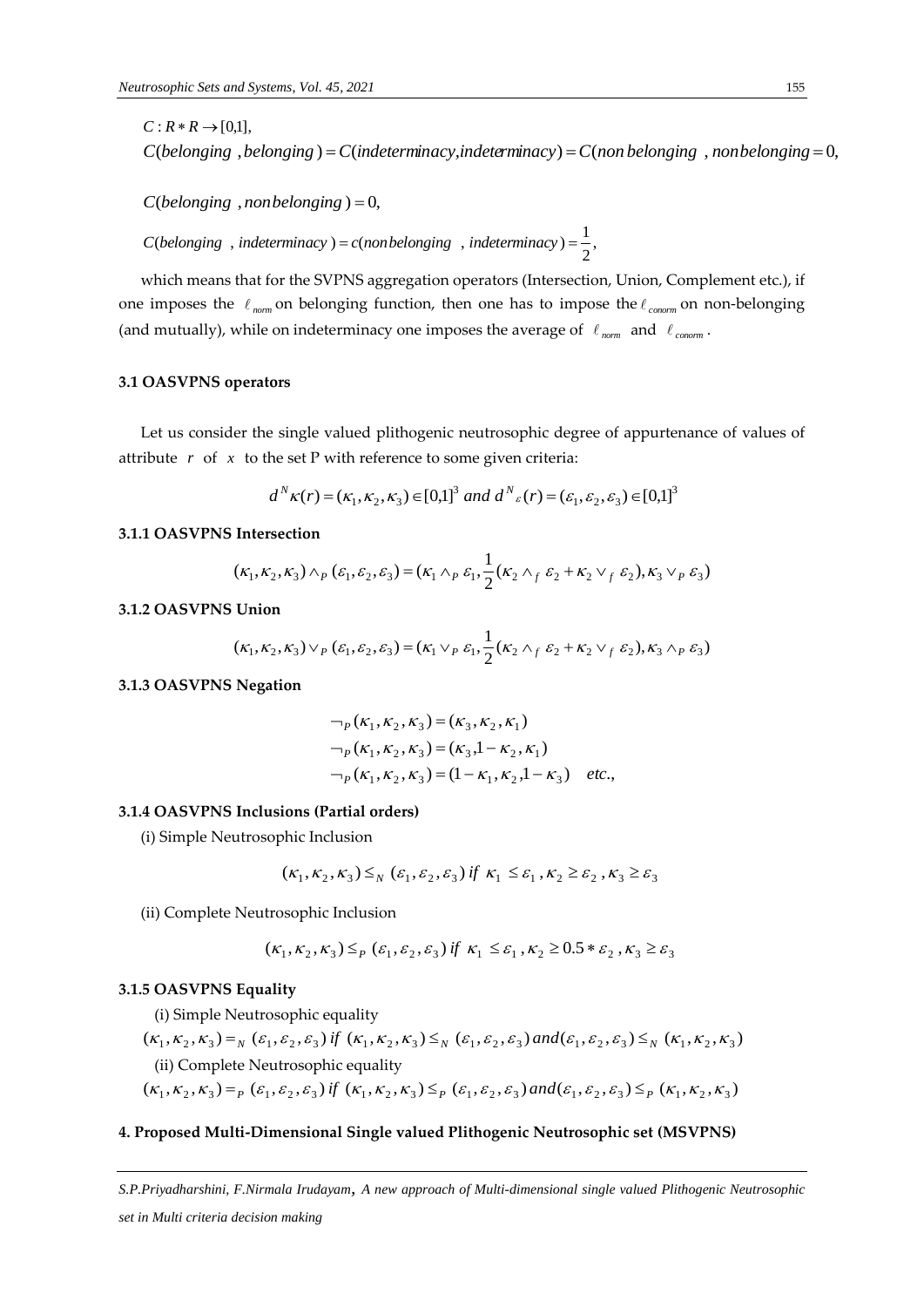$$C : R * R \to [0,1],$$

$$C(belonging\ , belonging\ ) = C(indeterminacy, indeterminacy) = C(non\ belonging\ , non belonging = 0,$$

$$C(belonging\ , non belonging\ ) = 0,$$

$$C(belonging\ \ , indeterminacy\ ) = c(non belonging\ \ , indeterminacy\ ) = \frac{1}{2},$$

which means that for the SVPNS aggregation operators (Intersection, Union, Complement etc.), if one imposes the $\ell_{norm}$ on belonging function, then one has to impose the $\ell_{conorm}$ on non-belonging (and mutually), while on indeterminacy one imposes the average of $\ell_{norm}$ and $\ell_{conorm}$.

### 3.1 OASVPNS operators

Let us consider the single valued plithogenic neutrosophic degree of appurtenance of values of attribute $r$ of $x$ to the set P with reference to some given criteria:

$$d^N \kappa(r) = (\kappa_1, \kappa_2, \kappa_3) \in [0,1]^3 \text{ and } d^N{}_{\varepsilon}(r) = (\varepsilon_1, \varepsilon_2, \varepsilon_3) \in [0,1]^3$$

#### 3.1.1 OASVPNS Intersection

$$(\kappa_1, \kappa_2, \kappa_3) \wedge_P (\varepsilon_1, \varepsilon_2, \varepsilon_3) = (\kappa_1 \wedge_P \varepsilon_1, \frac{1}{2}(\kappa_2 \wedge_f \varepsilon_2 + \kappa_2 \vee_f \varepsilon_2), \kappa_3 \vee_P \varepsilon_3)$$

#### 3.1.2 OASVPNS Union

$$(\kappa_1, \kappa_2, \kappa_3) \vee_P (\varepsilon_1, \varepsilon_2, \varepsilon_3) = (\kappa_1 \vee_P \varepsilon_1, \frac{1}{2}(\kappa_2 \wedge_f \varepsilon_2 + \kappa_2 \vee_f \varepsilon_2), \kappa_3 \wedge_P \varepsilon_3)$$

#### 3.1.3 OASVPNS Negation

$$\neg_P(\kappa_1, \kappa_2, \kappa_3) = (\kappa_3, \kappa_2, \kappa_1)$$
$$\neg_P(\kappa_1, \kappa_2, \kappa_3) = (\kappa_3, 1 - \kappa_2, \kappa_1)$$
$$\neg_P(\kappa_1, \kappa_2, \kappa_3) = (1 - \kappa_1, \kappa_2, 1 - \kappa_3) \quad etc.,$$

#### 3.1.4 OASVPNS Inclusions (Partial orders)

(i) Simple Neutrosophic Inclusion

$$(\kappa_1, \kappa_2, \kappa_3) \leq_N (\varepsilon_1, \varepsilon_2, \varepsilon_3) \text{ if } \kappa_1 \leq \varepsilon_1, \kappa_2 \geq \varepsilon_2, \kappa_3 \geq \varepsilon_3$$

(ii) Complete Neutrosophic Inclusion

$$(\kappa_1, \kappa_2, \kappa_3) \leq_P (\varepsilon_1, \varepsilon_2, \varepsilon_3) \text{ if } \kappa_1 \leq \varepsilon_1, \kappa_2 \geq 0.5 * \varepsilon_2, \kappa_3 \geq \varepsilon_3$$

#### 3.1.5 OASVPNS Equality

(i) Simple Neutrosophic equality

$$(\kappa_1, \kappa_2, \kappa_3) =_N (\varepsilon_1, \varepsilon_2, \varepsilon_3) \text{ if } (\kappa_1, \kappa_2, \kappa_3) \leq_N (\varepsilon_1, \varepsilon_2, \varepsilon_3) \text{ and} (\varepsilon_1, \varepsilon_2, \varepsilon_3) \leq_N (\kappa_1, \kappa_2, \kappa_3)$$

(ii) Complete Neutrosophic equality

$$(\kappa_1, \kappa_2, \kappa_3) =_P (\varepsilon_1, \varepsilon_2, \varepsilon_3) \text{ if } (\kappa_1, \kappa_2, \kappa_3) \leq_P (\varepsilon_1, \varepsilon_2, \varepsilon_3) \text{ and} (\varepsilon_1, \varepsilon_2, \varepsilon_3) \leq_P (\kappa_1, \kappa_2, \kappa_3)$$

## 4. Proposed Multi-Dimensional Single valued Plithogenic Neutrosophic set (MSVPNS)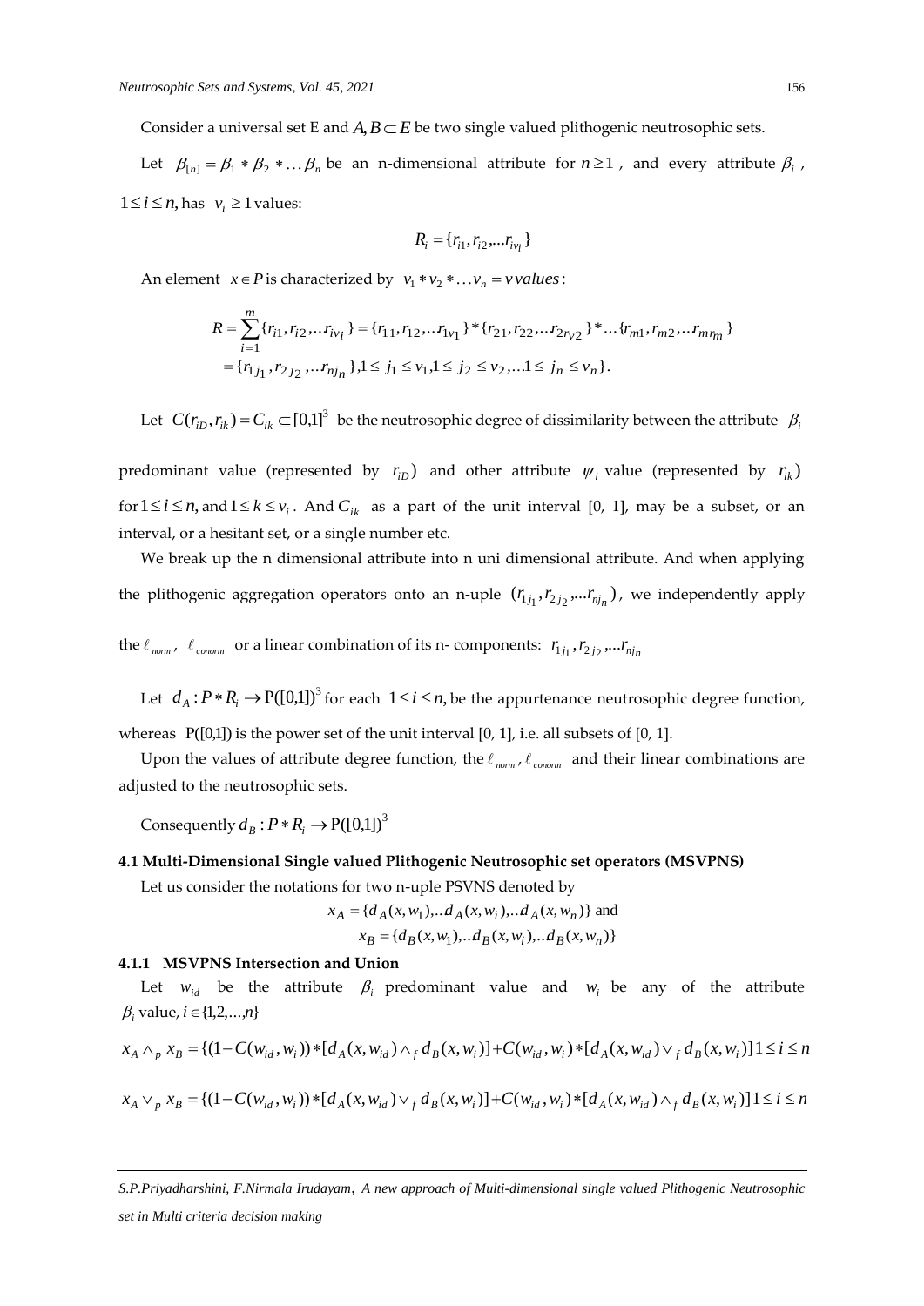Consider a universal set E and $A, B \subset E$ be two single valued plithogenic neutrosophic sets.

Let $\beta_{[n]} = \beta_1 * \beta_2 * \ldots \beta_n$ be an n-dimensional attribute for $n \geq 1$, and every attribute $\beta_i$, $1 \leq i \leq n$, has $v_i \geq 1$ values:

$$R_i = \{r_{i1}, r_{i2}, \ldots r_{iv_i}\}$$

An element $x \in P$ is characterized by $v_1 * v_2 * \ldots v_n = v\, values$:

$$R = \sum_{i=1}^{m} \{r_{i1}, r_{i2}, \ldots r_{iv_i}\} = \{r_{11}, r_{12}, \ldots r_{1v_1}\} * \{r_{21}, r_{22}, \ldots r_{2r_{v2}}\} * \ldots \{r_{m1}, r_{m2}, \ldots r_{mr_m}\}$$
$$= \{r_{1j_1}, r_{2j_2}, \ldots r_{nj_n}\}, 1 \leq j_1 \leq v_1, 1 \leq j_2 \leq v_2, \ldots 1 \leq j_n \leq v_n\}.$$

Let $C(r_{iD}, r_{ik}) = C_{ik} \subseteq [0,1]^3$ be the neutrosophic degree of dissimilarity between the attribute $\beta_i$ predominant value (represented by $r_{iD}$) and other attribute $\psi_i$ value (represented by $r_{ik}$) for $1 \leq i \leq n$, and $1 \leq k \leq v_i$. And $C_{ik}$ as a part of the unit interval [0, 1], may be a subset, or an interval, or a hesitant set, or a single number etc.

We break up the n dimensional attribute into n uni dimensional attribute. And when applying the plithogenic aggregation operators onto an n-uple $(r_{1j_1}, r_{2j_2}, \ldots r_{nj_n})$, we independently apply the $\ell_{norm}$, $\ell_{conorm}$ or a linear combination of its n- components: $r_{1j_1}, r_{2j_2}, \ldots r_{nj_n}$

Let $d_A : P * R_i \rightarrow \mathrm{P}([0,1])^3$ for each $1 \leq i \leq n$, be the appurtenance neutrosophic degree function, whereas $\mathrm{P}([0,1])$ is the power set of the unit interval [0, 1], i.e. all subsets of [0, 1].

Upon the values of attribute degree function, the $\ell_{norm}$, $\ell_{conorm}$ and their linear combinations are adjusted to the neutrosophic sets.

Consequently $d_B : P * R_i \rightarrow \mathrm{P}([0,1])^3$

### 4.1 Multi-Dimensional Single valued Plithogenic Neutrosophic set operators (MSVPNS)

Let us consider the notations for two n-uple PSVNS denoted by

$$x_A = \{d_A(x, w_1), \ldots d_A(x, w_i), \ldots d_A(x, w_n)\} \text{ and}$$
$$x_B = \{d_B(x, w_1), \ldots d_B(x, w_i), \ldots d_B(x, w_n)\}$$

#### 4.1.1 MSVPNS Intersection and Union

Let $w_{id}$ be the attribute $\beta_i$ predominant value and $w_i$ be any of the attribute $\beta_i$ value, $i \in \{1, 2, \ldots, n\}$

$$x_A \wedge_p x_B = \{(1 - C(w_{id}, w_i)) * [d_A(x, w_{id}) \wedge_f d_B(x, w_i)] + C(w_{id}, w_i) * [d_A(x, w_{id}) \vee_f d_B(x, w_i)] 1 \leq i \leq n$$

$$x_A \vee_p x_B = \{(1 - C(w_{id}, w_i)) * [d_A(x, w_{id}) \vee_f d_B(x, w_i)] + C(w_{id}, w_i) * [d_A(x, w_{id}) \wedge_f d_B(x, w_i)] 1 \leq i \leq n$$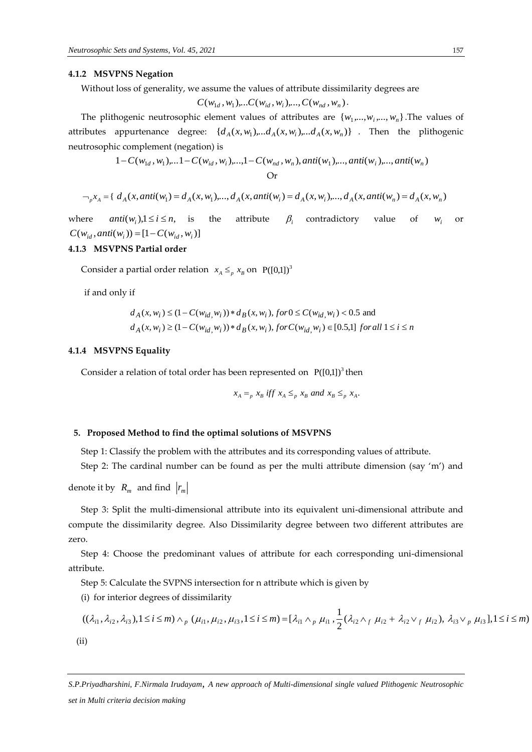### 4.1.2 MSVPNS Negation

Without loss of generality, we assume the values of attribute dissimilarity degrees are

$$C(w_{1d}, w_1), \ldots C(w_{id}, w_i), \ldots, C(w_{nd}, w_n).$$

The plithogenic neutrosophic element values of attributes are $\{w_1, \ldots, w_i, \ldots, w_n\}$.The values of attributes appurtenance degree: $\{d_A(x, w_1), \ldots d_A(x, w_i), \ldots d_A(x, w_n)\}$ . Then the plithogenic neutrosophic complement (negation) is

$$1 - C(w_{1d}, w_1), \ldots 1 - C(w_{id}, w_i), \ldots, 1 - C(w_{nd}, w_n), anti(w_1), \ldots, anti(w_i), \ldots, anti(w_n)$$

Or

$$\neg_p x_A = \{ \; d_A(x, anti(w_1) = d_A(x, w_1), \ldots, d_A(x, anti(w_i) = d_A(x, w_i), \ldots, d_A(x, anti(w_n) = d_A(x, w_n)$$

where $anti(w_i), 1 \le i \le n,$ is the attribute $\beta_i$ contradictory value of $w_i$ or $C(w_{id}, anti(w_i)) = [1 - C(w_{id}, w_i)]$

### 4.1.3 MSVPNS Partial order

Consider a partial order relation $x_A \le_p x_B$ on $P([0,1])^3$

if and only if

$$d_A(x, w_i) \le (1 - C(w_{id}, w_i)) * d_B(x, w_i), \; for \; 0 \le C(w_{id}, w_i) < 0.5 \text{ and}$$
$$d_A(x, w_i) \ge (1 - C(w_{id}, w_i)) * d_B(x, w_i), \; for \; C(w_{id}, w_i) \in [0.5,1] \; for \, all \; 1 \le i \le n$$

### 4.1.4 MSVPNS Equality

Consider a relation of total order has been represented on $P([0,1])^3$ then

$$x_A =_p x_B \; iff \; x_A \le_p x_B \; and \; x_B \le_p x_A.$$

## 5. Proposed Method to find the optimal solutions of MSVPNS

Step 1: Classify the problem with the attributes and its corresponding values of attribute.

Step 2: The cardinal number can be found as per the multi attribute dimension (say 'm') and denote it by $R_m$ and find $|r_m|$

Step 3: Split the multi-dimensional attribute into its equivalent uni-dimensional attribute and compute the dissimilarity degree. Also Dissimilarity degree between two different attributes are zero.

Step 4: Choose the predominant values of attribute for each corresponding uni-dimensional attribute.

Step 5: Calculate the SVPNS intersection for n attribute which is given by

(i) for interior degrees of dissimilarity

$$((\lambda_{i1}, \lambda_{i2}, \lambda_{i3}), 1 \le i \le m) \wedge_p (\mu_{i1}, \mu_{i2}, \mu_{i3}, 1 \le i \le m) = [\lambda_{i1} \wedge_p \mu_{i1}, \frac{1}{2}(\lambda_{i2} \wedge_f \mu_{i2} + \lambda_{i2} \vee_f \mu_{i2}), \; \lambda_{i3} \vee_p \mu_{i3}], 1 \le i \le m)$$

(ii)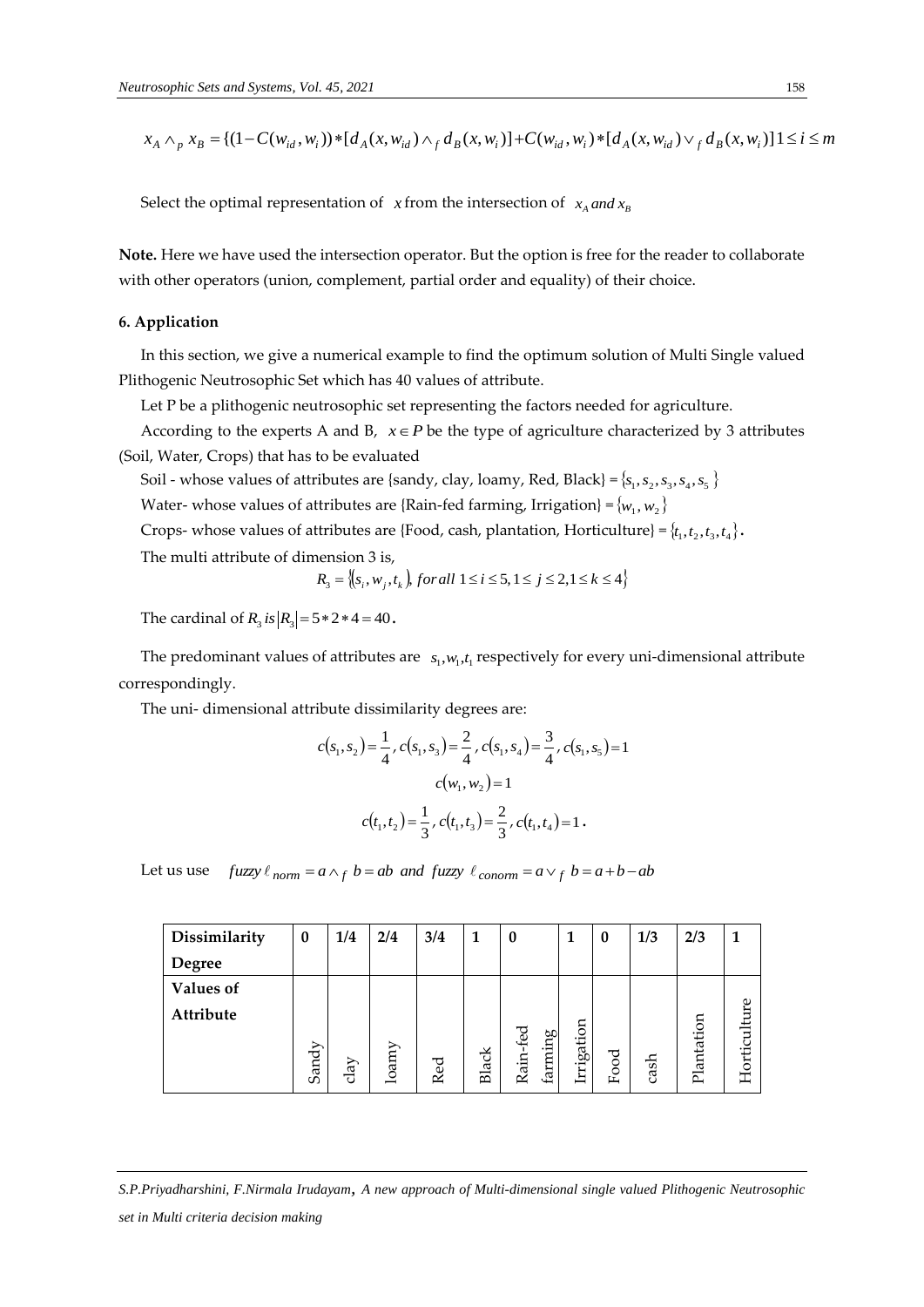$$x_A \wedge_p x_B = \{(1 - C(w_{id}, w_i)) * [d_A(x, w_{id}) \wedge_f d_B(x, w_i)] + C(w_{id}, w_i) * [d_A(x, w_{id}) \vee_f d_B(x, w_i)] 1 \le i \le m$$

Select the optimal representation of $x$ from the intersection of $x_A$ *and* $x_B$

**Note.** Here we have used the intersection operator. But the option is free for the reader to collaborate with other operators (union, complement, partial order and equality) of their choice.

## 6. Application

In this section, we give a numerical example to find the optimum solution of Multi Single valued Plithogenic Neutrosophic Set which has 40 values of attribute.

Let P be a plithogenic neutrosophic set representing the factors needed for agriculture.

According to the experts A and B, $x \in P$ be the type of agriculture characterized by 3 attributes (Soil, Water, Crops) that has to be evaluated

Soil - whose values of attributes are {sandy, clay, loamy, Red, Black} = $\{s_1, s_2, s_3, s_4, s_5\}$

Water- whose values of attributes are {Rain-fed farming, Irrigation} = $\{w_1, w_2\}$

Crops- whose values of attributes are {Food, cash, plantation, Horticulture} = $\{t_1, t_2, t_3, t_4\}$.

The multi attribute of dimension 3 is,

$$R_3 = \{(s_i, w_j, t_k), \; for\, all\; 1 \le i \le 5, 1 \le j \le 2, 1 \le k \le 4\}$$

The cardinal of $R_3$ *is* $|R_3| = 5 * 2 * 4 = 40$.

The predominant values of attributes are $s_1, w_1, t_1$ respectively for every uni-dimensional attribute correspondingly.

The uni- dimensional attribute dissimilarity degrees are:

$$c(s_1, s_2) = \frac{1}{4},\; c(s_1, s_3) = \frac{2}{4},\; c(s_1, s_4) = \frac{3}{4},\; c(s_1, s_5) = 1$$

$$c(w_1, w_2) = 1$$

$$c(t_1, t_2) = \frac{1}{3},\; c(t_1, t_3) = \frac{2}{3},\; c(t_1, t_4) = 1.$$

Let us use $fuzzy\, \ell_{norm} = a \wedge_f b = ab \; and \; fuzzy\; \ell_{conorm} = a \vee_f b = a + b - ab$

| **Dissimilarity Degree** | **0** | **1/4** | **2/4** | **3/4** | **1** | **0** | **1** | **0** | **1/3** | **2/3** | **1** |
|---|---|---|---|---|---|---|---|---|---|---|---|
| **Values of Attribute** | Sandy | clay | loamy | Red | Black | Rain-fed farming | Irrigation | Food | cash | Plantation | Horticulture |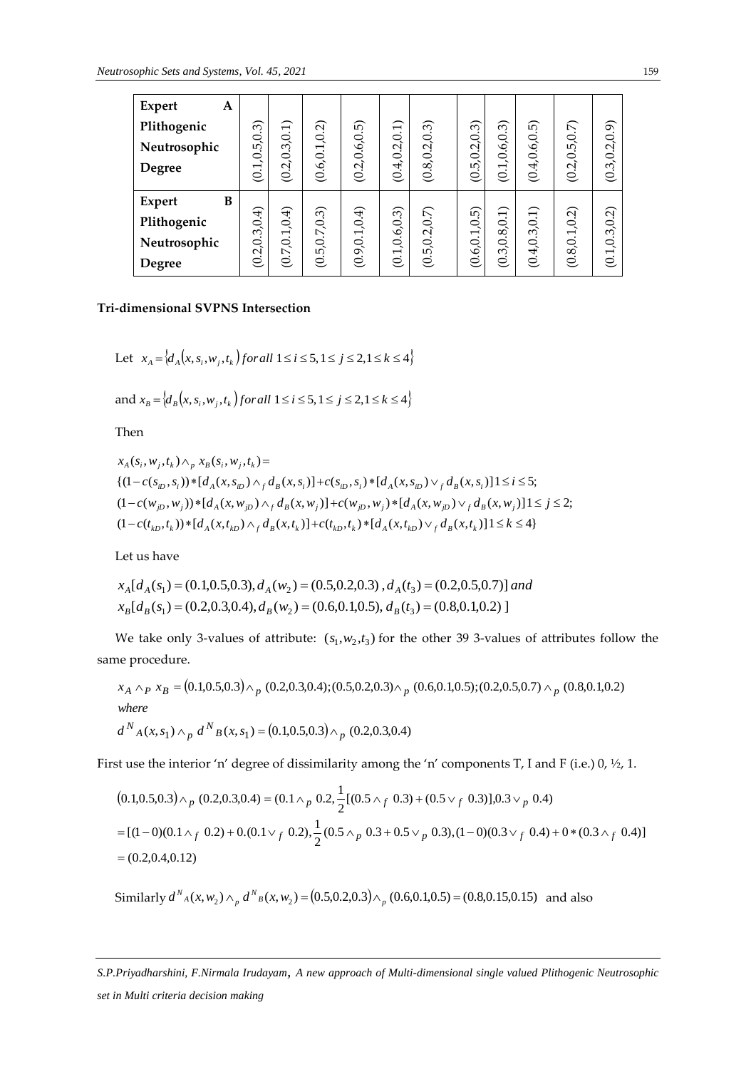| Expert A Plithogenic Neutrosophic Degree | (0.1,0.5,0.3) | (0.2,0.3,0.1) | (0.6,0.1,0.2) | (0.2,0.6,0.5) | (0.4,0.2,0.1) | (0.8,0.2,0.3) | (0.5,0.2,0.3) | (0.1,0.6,0.3) | (0.4,0.6,0.5) | (0.2,0.5,0.7) | (0.3,0.2,0.9) |
|---|---|---|---|---|---|---|---|---|---|---|---|
| Expert B Plithogenic Neutrosophic Degree | (0.2,0.3,0.4) | (0.7,0.1,0.4) | (0.5,0.7,0.3) | (0.9,0.1,0.4) | (0.1,0.6,0.3) | (0.5,0.2,0.7) | (0.6,0.1,0.5) | (0.3,0.8,0.1) | (0.4,0.3,0.1) | (0.8,0.1,0.2) | (0.1,0.3,0.2) |

**Tri-dimensional SVPNS Intersection**

Let $x_A = \{d_A(x, s_i, w_j, t_k)\; for\,all\; 1 \le i \le 5, 1 \le j \le 2, 1 \le k \le 4\}$

and $x_B = \{d_B(x, s_i, w_j, t_k)\; for\,all\; 1 \le i \le 5, 1 \le j \le 2, 1 \le k \le 4\}$

Then

$$
\begin{aligned}
& x_A(s_i, w_j, t_k) \wedge_p x_B(s_i, w_j, t_k) = \\
& \{(1 - c(s_{iD}, s_i)) * [d_A(x, s_{iD}) \wedge_f d_B(x, s_i)] + c(s_{iD}, s_i) * [d_A(x, s_{iD}) \vee_f d_B(x, s_i)] 1 \le i \le 5; \\
& (1 - c(w_{jD}, w_j)) * [d_A(x, w_{jD}) \wedge_f d_B(x, w_j)] + c(w_{jD}, w_j) * [d_A(x, w_{jD}) \vee_f d_B(x, w_j)] 1 \le j \le 2; \\
& (1 - c(t_{kD}, t_k)) * [d_A(x, t_{kD}) \wedge_f d_B(x, t_k)] + c(t_{kD}, t_k) * [d_A(x, t_{kD}) \vee_f d_B(x, t_k)] 1 \le k \le 4\}
\end{aligned}
$$

Let us have

$$
\begin{aligned}
& x_A[d_A(s_1) = (0.1, 0.5, 0.3), d_A(w_2) = (0.5, 0.2, 0.3), d_A(t_3) = (0.2, 0.5, 0.7)] \; and \\
& x_B[d_B(s_1) = (0.2, 0.3, 0.4), d_B(w_2) = (0.6, 0.1, 0.5), d_B(t_3) = (0.8, 0.1, 0.2)]
\end{aligned}
$$

We take only 3-values of attribute: $(s_1, w_2, t_3)$ for the other 39 3-values of attributes follow the same procedure.

$$
\begin{aligned}
& x_A \wedge_P x_B = (0.1, 0.5, 0.3) \wedge_p (0.2, 0.3, 0.4); (0.5, 0.2, 0.3) \wedge_p (0.6, 0.1, 0.5); (0.2, 0.5, 0.7) \wedge_p (0.8, 0.1, 0.2) \\
& where \\
& d^N{}_A(x, s_1) \wedge_p d^N{}_B(x, s_1) = (0.1, 0.5, 0.3) \wedge_p (0.2, 0.3, 0.4)
\end{aligned}
$$

First use the interior 'n' degree of dissimilarity among the 'n' components T, I and F (i.e.) 0, ½, 1.

$$
\begin{aligned}
& (0.1, 0.5, 0.3) \wedge_p (0.2, 0.3, 0.4) = (0.1 \wedge_p 0.2, \frac{1}{2}[(0.5 \wedge_f 0.3) + (0.5 \vee_f 0.3)], 0.3 \vee_p 0.4) \\
& = [(1-0)(0.1 \wedge_f 0.2) + 0.(0.1 \vee_f 0.2), \frac{1}{2}(0.5 \wedge_p 0.3 + 0.5 \vee_p 0.3), (1-0)(0.3 \vee_f 0.4) + 0 * (0.3 \wedge_f 0.4)] \\
& = (0.2, 0.4, 0.12)
\end{aligned}
$$

Similarly $d^N{}_A(x, w_2) \wedge_p d^N{}_B(x, w_2) = (0.5, 0.2, 0.3) \wedge_p (0.6, 0.1, 0.5) = (0.8, 0.15, 0.15)$ and also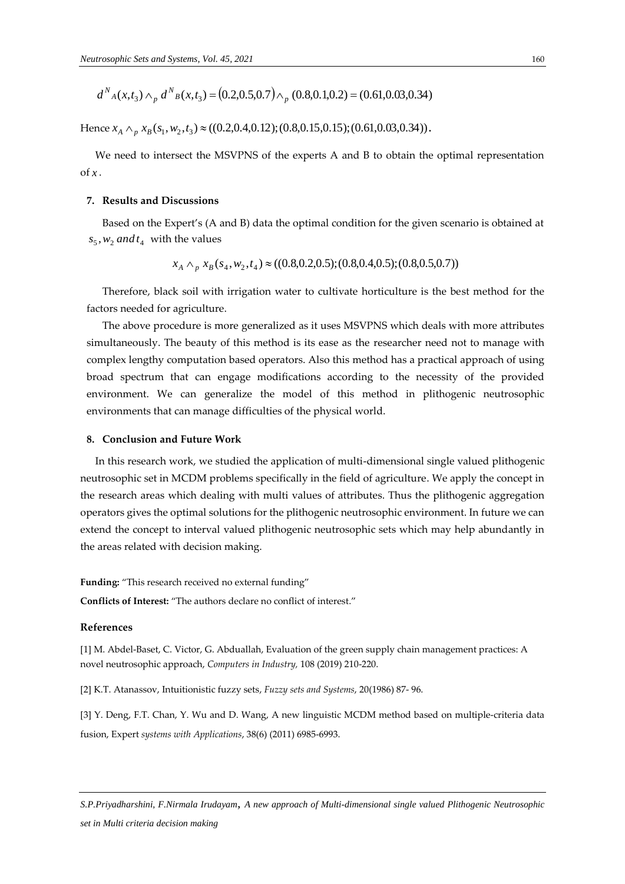$$d^N{}_A(x,t_3) \wedge_p d^N{}_B(x,t_3) = (0.2,0.5,0.7) \wedge_p (0.8,0.1,0.2) = (0.61,0.03,0.34)$$

Hence $x_A \wedge_p x_B(s_1,w_2,t_3) \approx ((0.2,0.4,0.12);(0.8,0.15,0.15);(0.61,0.03,0.34))$.

We need to intersect the MSVPNS of the experts A and B to obtain the optimal representation of $x$.

## 7. Results and Discussions

Based on the Expert's (A and B) data the optimal condition for the given scenario is obtained at $s_5, w_2$ and $t_4$ with the values

$$x_A \wedge_p x_B(s_4,w_2,t_4) \approx ((0.8,0.2,0.5);(0.8,0.4,0.5);(0.8,0.5,0.7))$$

Therefore, black soil with irrigation water to cultivate horticulture is the best method for the factors needed for agriculture.

The above procedure is more generalized as it uses MSVPNS which deals with more attributes simultaneously. The beauty of this method is its ease as the researcher need not to manage with complex lengthy computation based operators. Also this method has a practical approach of using broad spectrum that can engage modifications according to the necessity of the provided environment. We can generalize the model of this method in plithogenic neutrosophic environments that can manage difficulties of the physical world.

## 8. Conclusion and Future Work

In this research work, we studied the application of multi-dimensional single valued plithogenic neutrosophic set in MCDM problems specifically in the field of agriculture. We apply the concept in the research areas which dealing with multi values of attributes. Thus the plithogenic aggregation operators gives the optimal solutions for the plithogenic neutrosophic environment. In future we can extend the concept to interval valued plithogenic neutrosophic sets which may help abundantly in the areas related with decision making.

**Funding:** "This research received no external funding"

**Conflicts of Interest:** "The authors declare no conflict of interest."

## References

[1] M. Abdel-Baset, C. Victor, G. Abduallah, Evaluation of the green supply chain management practices: A novel neutrosophic approach, *Computers in Industry*, 108 (2019) 210-220.

[2] K.T. Atanassov, Intuitionistic fuzzy sets, *Fuzzy sets and Systems*, 20(1986) 87- 96.

[3] Y. Deng, F.T. Chan, Y. Wu and D. Wang, A new linguistic MCDM method based on multiple-criteria data fusion, Expert *systems with Applications*, 38(6) (2011) 6985-6993.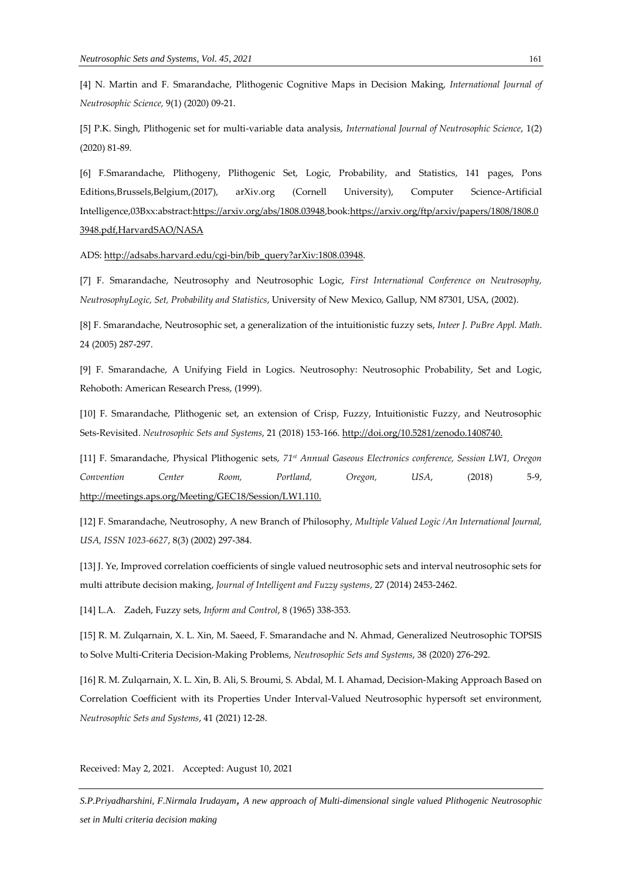[4] N. Martin and F. Smarandache, Plithogenic Cognitive Maps in Decision Making, *International Journal of Neutrosophic Science,* 9(1) (2020) 09-21.

[5] P.K. Singh, Plithogenic set for multi-variable data analysis, *International Journal of Neutrosophic Science*, 1(2) (2020) 81-89.

[6] F.Smarandache, Plithogeny, Plithogenic Set, Logic, Probability, and Statistics, 141 pages, Pons Editions,Brussels,Belgium,(2017), arXiv.org (Cornell University), Computer Science-Artificial Intelligence,03Bxx:abstract:https://arxiv.org/abs/1808.03948,book:https://arxiv.org/ftp/arxiv/papers/1808/1808.03948.pdf,HarvardSAO/NASA

ADS: http://adsabs.harvard.edu/cgi-bin/bib_query?arXiv:1808.03948.

[7] F. Smarandache, Neutrosophy and Neutrosophic Logic, *First International Conference on Neutrosophy, NeutrosophyLogic, Set, Probability and Statistics*, University of New Mexico, Gallup, NM 87301, USA, (2002).

[8] F. Smarandache, Neutrosophic set, a generalization of the intuitionistic fuzzy sets, *Inteer J. PuBre Appl. Math*. 24 (2005) 287-297.

[9] F. Smarandache, A Unifying Field in Logics. Neutrosophy: Neutrosophic Probability, Set and Logic, Rehoboth: American Research Press, (1999).

[10] F. Smarandache, Plithogenic set, an extension of Crisp, Fuzzy, Intuitionistic Fuzzy, and Neutrosophic Sets-Revisited. *Neutrosophic Sets and Systems*, 21 (2018) 153-166. http://doi.org/10.5281/zenodo.1408740.

[11] F. Smarandache, Physical Plithogenic sets, *71st Annual Gaseous Electronics conference, Session LW1, Oregon Convention Center Room, Portland, Oregon, USA*, (2018) 5-9, http://meetings.aps.org/Meeting/GEC18/Session/LW1.110.

[12] F. Smarandache, Neutrosophy, A new Branch of Philosophy, *Multiple Valued Logic /An International Journal, USA, ISSN 1023-6627*, 8(3) (2002) 297-384.

[13] J. Ye, Improved correlation coefficients of single valued neutrosophic sets and interval neutrosophic sets for multi attribute decision making, *Journal of Intelligent and Fuzzy systems*, 27 (2014) 2453-2462.

[14] L.A. Zadeh, Fuzzy sets, *Inform and Control*, 8 (1965) 338-353.

[15] R. M. Zulqarnain, X. L. Xin, M. Saeed, F. Smarandache and N. Ahmad, Generalized Neutrosophic TOPSIS to Solve Multi-Criteria Decision-Making Problems, *Neutrosophic Sets and Systems*, 38 (2020) 276-292.

[16] R. M. Zulqarnain, X. L. Xin, B. Ali, S. Broumi, S. Abdal, M. I. Ahamad, Decision-Making Approach Based on Correlation Coefficient with its Properties Under Interval-Valued Neutrosophic hypersoft set environment, *Neutrosophic Sets and Systems*, 41 (2021) 12-28.

Received: May 2, 2021. Accepted: August 10, 2021